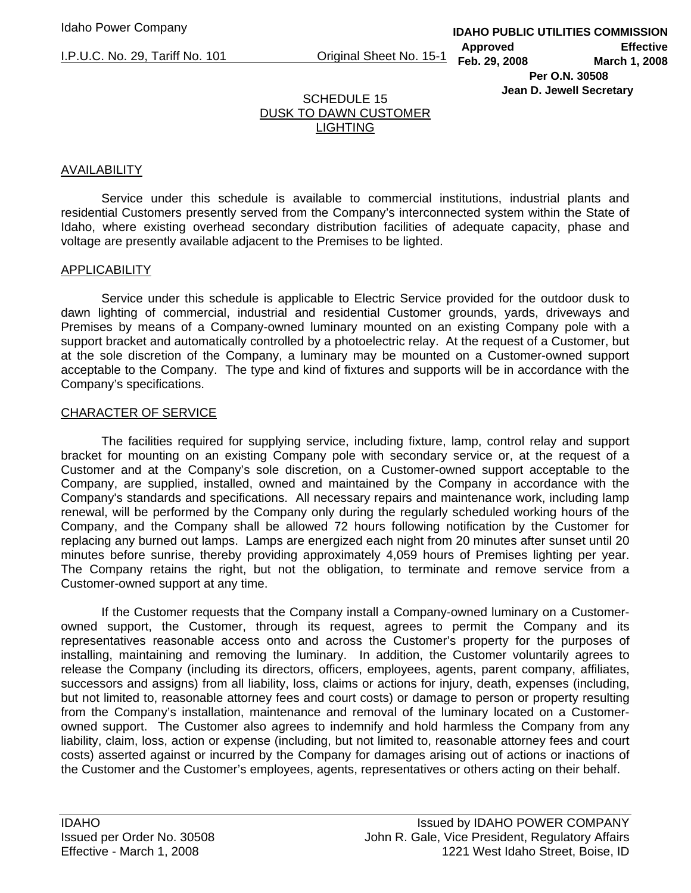Idaho Power Company

I.P.U.C. No. 29, Tariff No. 101 Original Sheet No. 15-1

**IDAHO PUBLIC UTILITIES COMMISSION**
**Approved Feb. 29, 2008 Effective March 1, 2008**
**Per O.N. 30508**
**Jean D. Jewell Secretary**

# SCHEDULE 15
# DUSK TO DAWN CUSTOMER LIGHTING

## AVAILABILITY

Service under this schedule is available to commercial institutions, industrial plants and residential Customers presently served from the Company's interconnected system within the State of Idaho, where existing overhead secondary distribution facilities of adequate capacity, phase and voltage are presently available adjacent to the Premises to be lighted.

## APPLICABILITY

Service under this schedule is applicable to Electric Service provided for the outdoor dusk to dawn lighting of commercial, industrial and residential Customer grounds, yards, driveways and Premises by means of a Company-owned luminary mounted on an existing Company pole with a support bracket and automatically controlled by a photoelectric relay. At the request of a Customer, but at the sole discretion of the Company, a luminary may be mounted on a Customer-owned support acceptable to the Company. The type and kind of fixtures and supports will be in accordance with the Company's specifications.

## CHARACTER OF SERVICE

The facilities required for supplying service, including fixture, lamp, control relay and support bracket for mounting on an existing Company pole with secondary service or, at the request of a Customer and at the Company's sole discretion, on a Customer-owned support acceptable to the Company, are supplied, installed, owned and maintained by the Company in accordance with the Company's standards and specifications. All necessary repairs and maintenance work, including lamp renewal, will be performed by the Company only during the regularly scheduled working hours of the Company, and the Company shall be allowed 72 hours following notification by the Customer for replacing any burned out lamps. Lamps are energized each night from 20 minutes after sunset until 20 minutes before sunrise, thereby providing approximately 4,059 hours of Premises lighting per year. The Company retains the right, but not the obligation, to terminate and remove service from a Customer-owned support at any time.

If the Customer requests that the Company install a Company-owned luminary on a Customer-owned support, the Customer, through its request, agrees to permit the Company and its representatives reasonable access onto and across the Customer's property for the purposes of installing, maintaining and removing the luminary. In addition, the Customer voluntarily agrees to release the Company (including its directors, officers, employees, agents, parent company, affiliates, successors and assigns) from all liability, loss, claims or actions for injury, death, expenses (including, but not limited to, reasonable attorney fees and court costs) or damage to person or property resulting from the Company's installation, maintenance and removal of the luminary located on a Customer-owned support. The Customer also agrees to indemnify and hold harmless the Company from any liability, claim, loss, action or expense (including, but not limited to, reasonable attorney fees and court costs) asserted against or incurred by the Company for damages arising out of actions or inactions of the Customer and the Customer's employees, agents, representatives or others acting on their behalf.

IDAHO
Issued per Order No. 30508
Effective - March 1, 2008

Issued by IDAHO POWER COMPANY
John R. Gale, Vice President, Regulatory Affairs
1221 West Idaho Street, Boise, ID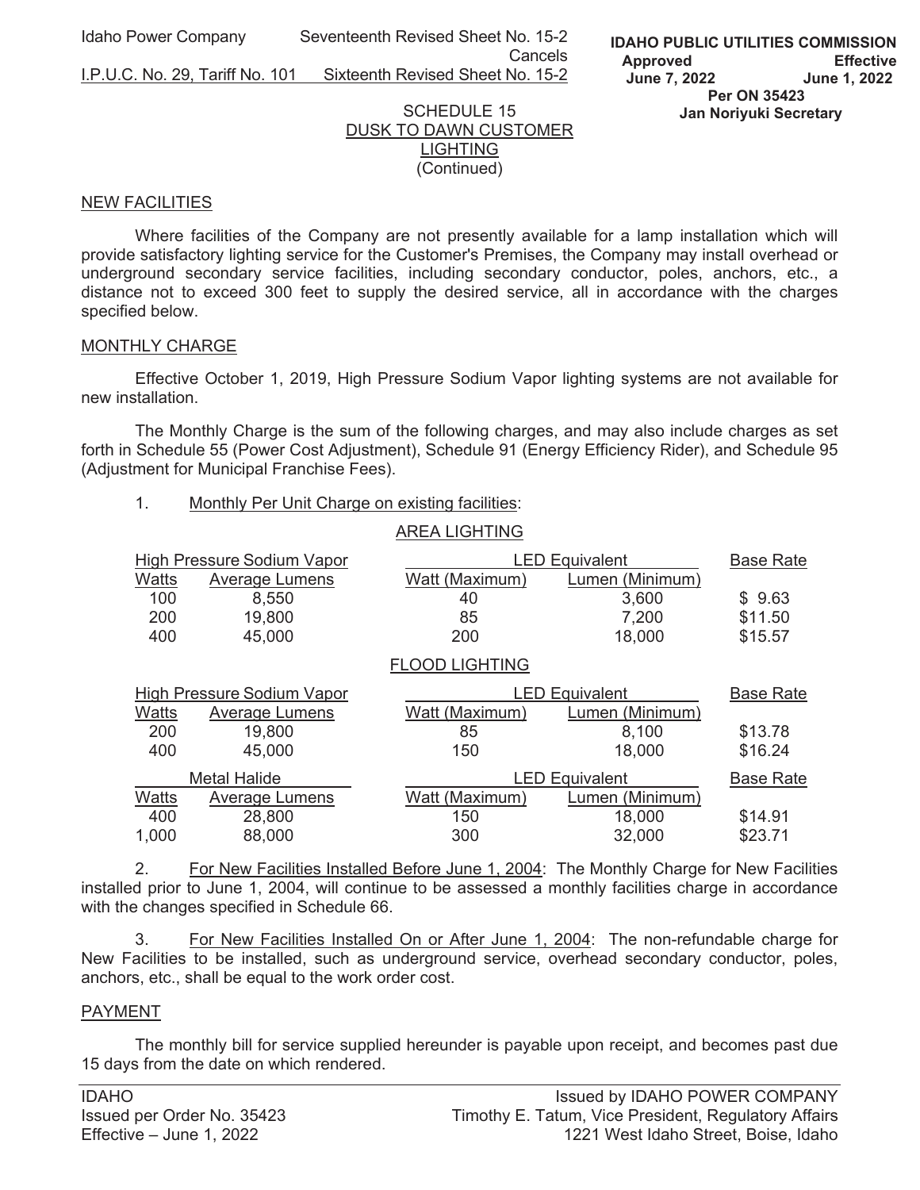Idaho Power Company Seventeenth Revised Sheet No. 15-2
Cancels
I.P.U.C. No. 29, Tariff No. 101 Sixteenth Revised Sheet No. 15-2

**IDAHO PUBLIC UTILITIES COMMISSION**
**Approved June 7, 2022 Effective June 1, 2022**
**Per ON 35423**
**Jan Noriyuki Secretary**

SCHEDULE 15
DUSK TO DAWN CUSTOMER LIGHTING
(Continued)

## NEW FACILITIES

Where facilities of the Company are not presently available for a lamp installation which will provide satisfactory lighting service for the Customer's Premises, the Company may install overhead or underground secondary service facilities, including secondary conductor, poles, anchors, etc., a distance not to exceed 300 feet to supply the desired service, all in accordance with the charges specified below.

## MONTHLY CHARGE

Effective October 1, 2019, High Pressure Sodium Vapor lighting systems are not available for new installation.

The Monthly Charge is the sum of the following charges, and may also include charges as set forth in Schedule 55 (Power Cost Adjustment), Schedule 91 (Energy Efficiency Rider), and Schedule 95 (Adjustment for Municipal Franchise Fees).

1. Monthly Per Unit Charge on existing facilities:

AREA LIGHTING

| High Pressure Sodium Vapor | | LED Equivalent | | Base Rate |
|---|---|---|---|---|
| Watts | Average Lumens | Watt (Maximum) | Lumen (Minimum) | |
| 100 | 8,550 | 40 | 3,600 | $ 9.63 |
| 200 | 19,800 | 85 | 7,200 | $11.50 |
| 400 | 45,000 | 200 | 18,000 | $15.57 |

FLOOD LIGHTING

| High Pressure Sodium Vapor | | LED Equivalent | | Base Rate |
|---|---|---|---|---|
| Watts | Average Lumens | Watt (Maximum) | Lumen (Minimum) | |
| 200 | 19,800 | 85 | 8,100 | $13.78 |
| 400 | 45,000 | 150 | 18,000 | $16.24 |

| Metal Halide | | LED Equivalent | | Base Rate |
|---|---|---|---|---|
| Watts | Average Lumens | Watt (Maximum) | Lumen (Minimum) | |
| 400 | 28,800 | 150 | 18,000 | $14.91 |
| 1,000 | 88,000 | 300 | 32,000 | $23.71 |

2. For New Facilities Installed Before June 1, 2004: The Monthly Charge for New Facilities installed prior to June 1, 2004, will continue to be assessed a monthly facilities charge in accordance with the changes specified in Schedule 66.

3. For New Facilities Installed On or After June 1, 2004: The non-refundable charge for New Facilities to be installed, such as underground service, overhead secondary conductor, poles, anchors, etc., shall be equal to the work order cost.

## PAYMENT

The monthly bill for service supplied hereunder is payable upon receipt, and becomes past due 15 days from the date on which rendered.

IDAHO
Issued per Order No. 35423
Effective – June 1, 2022

Issued by IDAHO POWER COMPANY
Timothy E. Tatum, Vice President, Regulatory Affairs
1221 West Idaho Street, Boise, Idaho